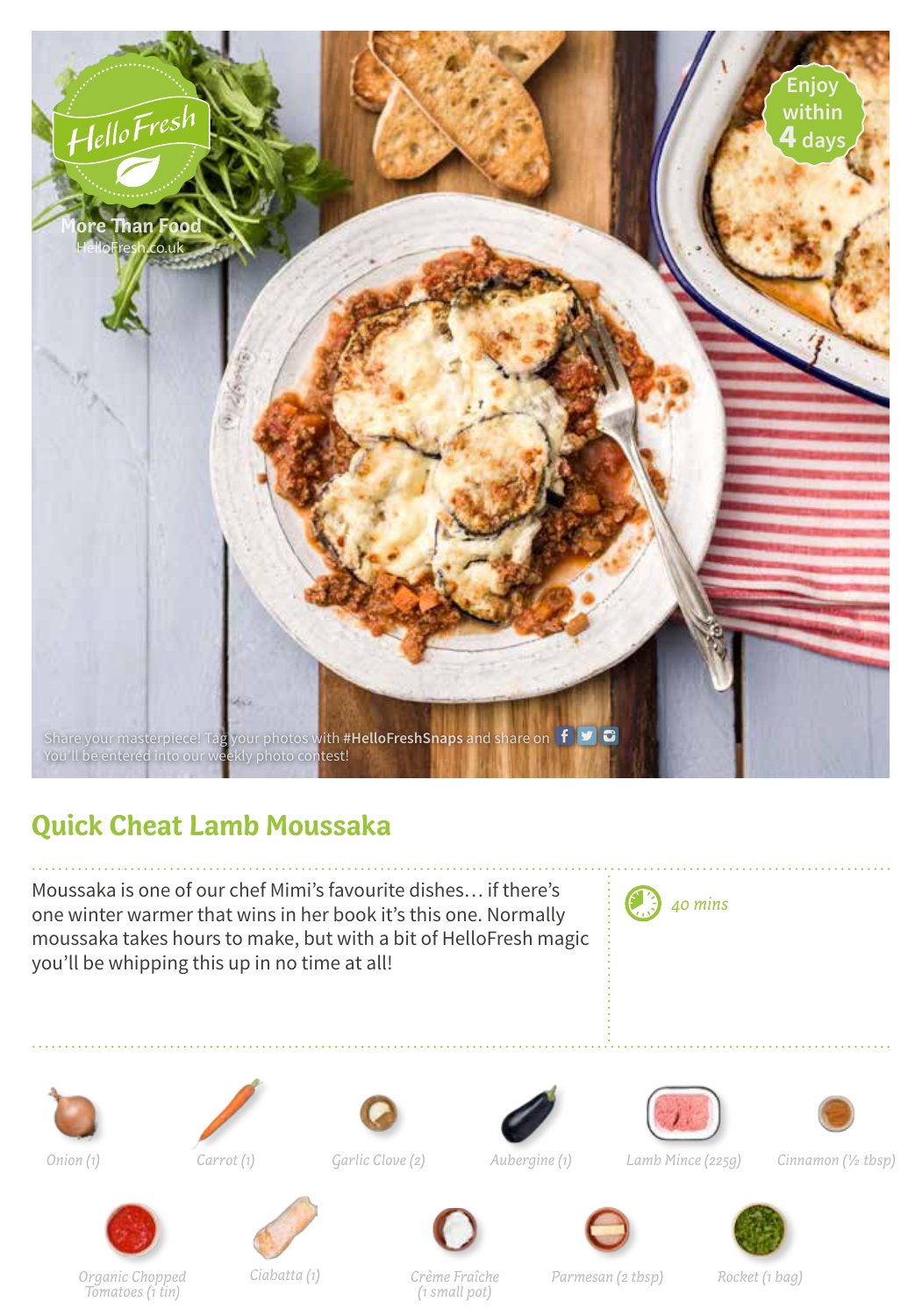HelloFresh

More Than Food
HelloFresh.co.uk

Enjoy within 4 days

Share your masterpiece! Tag your photos with **#HelloFreshSnaps** and share on
You'll be entered into our weekly photo contest!

# Quick Cheat Lamb Moussaka

Moussaka is one of our chef Mimi's favourite dishes… if there's one winter warmer that wins in her book it's this one. Normally moussaka takes hours to make, but with a bit of HelloFresh magic you'll be whipping this up in no time at all!

*40 mins*

- *Onion (1)*
- *Carrot (1)*
- *Garlic Clove (2)*
- *Aubergine (1)*
- *Lamb Mince (225g)*
- *Cinnamon (½ tbsp)*
- *Organic Chopped Tomatoes (1 tin)*
- *Ciabatta (1)*
- *Crème Fraîche (1 small pot)*
- *Parmesan (2 tbsp)*
- *Rocket (1 bag)*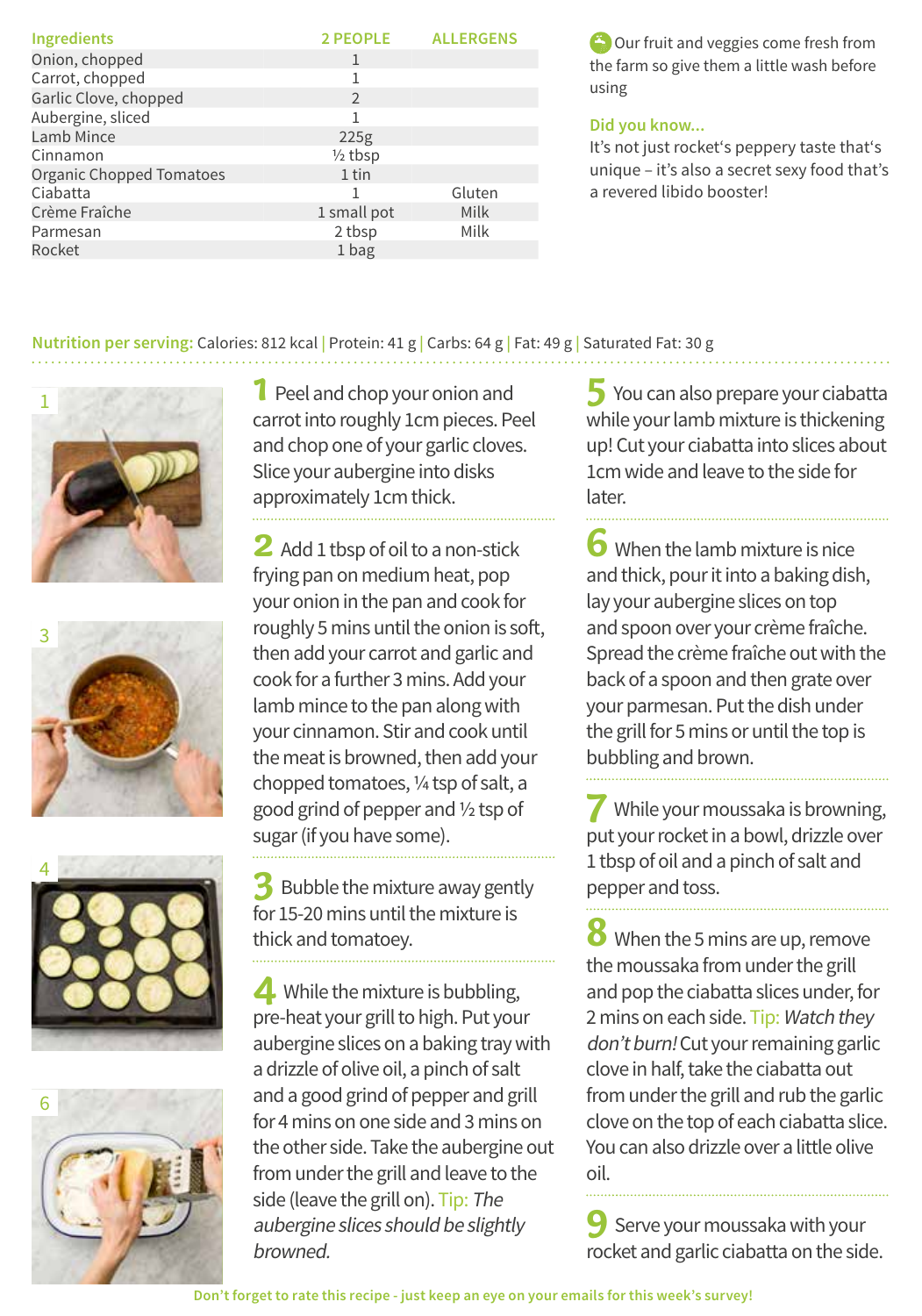| Ingredients | 2 PEOPLE | ALLERGENS |
|---|---|---|
| Onion, chopped | 1 | |
| Carrot, chopped | 1 | |
| Garlic Clove, chopped | 2 | |
| Aubergine, sliced | 1 | |
| Lamb Mince | 225g | |
| Cinnamon | ½ tbsp | |
| Organic Chopped Tomatoes | 1 tin | |
| Ciabatta | 1 | Gluten |
| Crème Fraîche | 1 small pot | Milk |
| Parmesan | 2 tbsp | Milk |
| Rocket | 1 bag | |

Our fruit and veggies come fresh from the farm so give them a little wash before using

**Did you know...**
It's not just rocket's peppery taste that's unique – it's also a secret sexy food that's a revered libido booster!

**Nutrition per serving:** Calories: 812 kcal | Protein: 41 g | Carbs: 64 g | Fat: 49 g | Saturated Fat: 30 g

1

3

4

6

**1** Peel and chop your onion and carrot into roughly 1cm pieces. Peel and chop one of your garlic cloves. Slice your aubergine into disks approximately 1cm thick.

**2** Add 1 tbsp of oil to a non-stick frying pan on medium heat, pop your onion in the pan and cook for roughly 5 mins until the onion is soft, then add your carrot and garlic and cook for a further 3 mins. Add your lamb mince to the pan along with your cinnamon. Stir and cook until the meat is browned, then add your chopped tomatoes, ¼ tsp of salt, a good grind of pepper and ½ tsp of sugar (if you have some).

**3** Bubble the mixture away gently for 15-20 mins until the mixture is thick and tomatoey.

**4** While the mixture is bubbling, pre-heat your grill to high. Put your aubergine slices on a baking tray with a drizzle of olive oil, a pinch of salt and a good grind of pepper and grill for 4 mins on one side and 3 mins on the other side. Take the aubergine out from under the grill and leave to the side (leave the grill on). Tip: *The aubergine slices should be slightly browned.*

**5** You can also prepare your ciabatta while your lamb mixture is thickening up! Cut your ciabatta into slices about 1cm wide and leave to the side for later.

**6** When the lamb mixture is nice and thick, pour it into a baking dish, lay your aubergine slices on top and spoon over your crème fraîche. Spread the crème fraîche out with the back of a spoon and then grate over your parmesan. Put the dish under the grill for 5 mins or until the top is bubbling and brown.

**7** While your moussaka is browning, put your rocket in a bowl, drizzle over 1 tbsp of oil and a pinch of salt and pepper and toss.

**8** When the 5 mins are up, remove the moussaka from under the grill and pop the ciabatta slices under, for 2 mins on each side. Tip: *Watch they don't burn!* Cut your remaining garlic clove in half, take the ciabatta out from under the grill and rub the garlic clove on the top of each ciabatta slice. You can also drizzle over a little olive oil.

**9** Serve your moussaka with your rocket and garlic ciabatta on the side.

**Don't forget to rate this recipe - just keep an eye on your emails for this week's survey!**